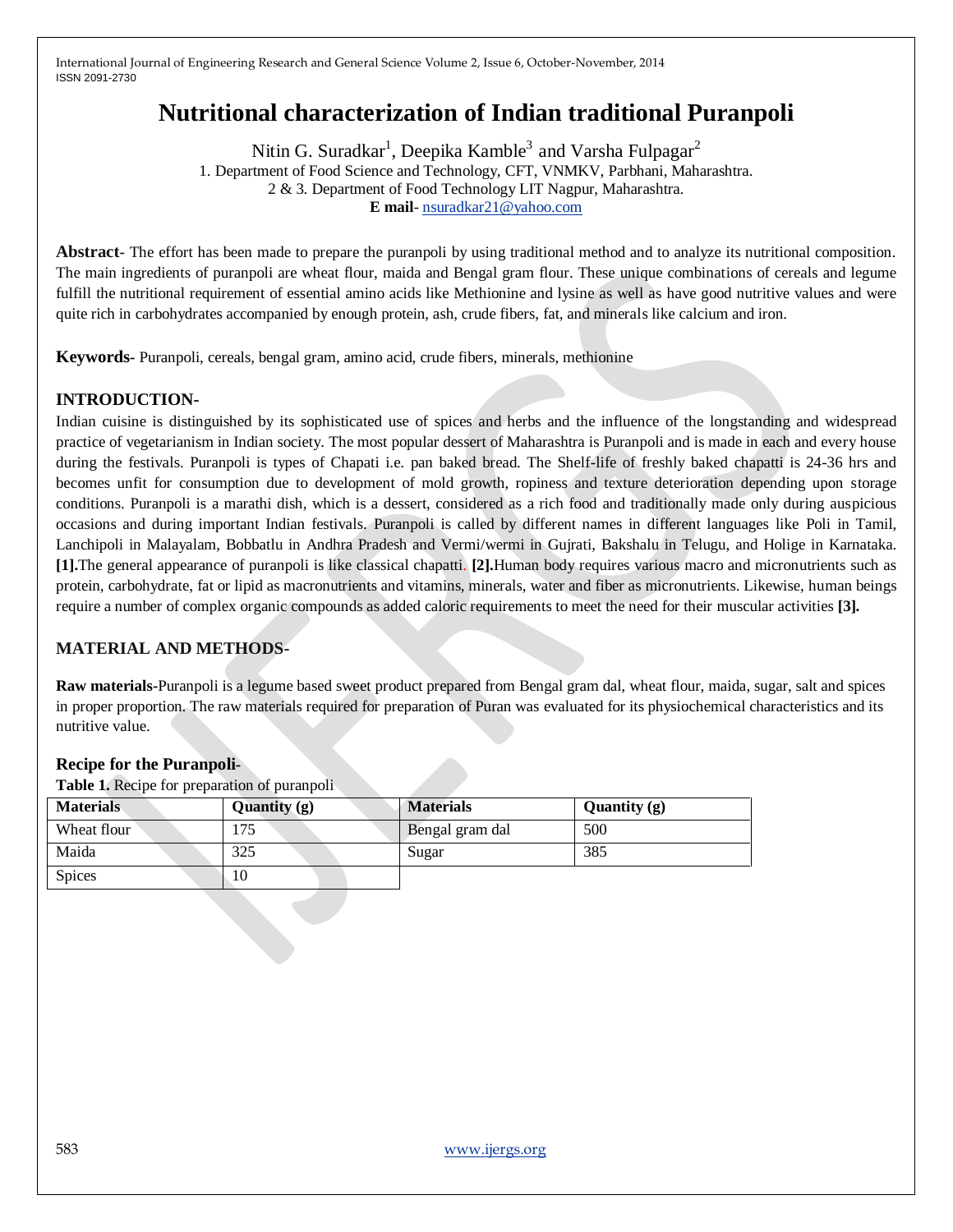# Nutritional characterization of Indian traditional Puranpoli

Nitin G. Suradkar[1], Deepika Kamble[3] and Varsha Fulpagar[2]

1. Department of Food Science and Technology, CFT, VNMKV, Parbhani, Maharashtra.
2 & 3. Department of Food Technology LIT Nagpur, Maharashtra.
**E mail**- nsuradkar21@yahoo.com

**Abstract**- The effort has been made to prepare the puranpoli by using traditional method and to analyze its nutritional composition. The main ingredients of puranpoli are wheat flour, maida and Bengal gram flour. These unique combinations of cereals and legume fulfill the nutritional requirement of essential amino acids like Methionine and lysine as well as have good nutritive values and were quite rich in carbohydrates accompanied by enough protein, ash, crude fibers, fat, and minerals like calcium and iron.

**Keywords**- Puranpoli, cereals, bengal gram, amino acid, crude fibers, minerals, methionine

## INTRODUCTION-

Indian cuisine is distinguished by its sophisticated use of spices and herbs and the influence of the longstanding and widespread practice of vegetarianism in Indian society. The most popular dessert of Maharashtra is Puranpoli and is made in each and every house during the festivals. Puranpoli is types of Chapati i.e. pan baked bread. The Shelf-life of freshly baked chapatti is 24-36 hrs and becomes unfit for consumption due to development of mold growth, ropiness and texture deterioration depending upon storage conditions. Puranpoli is a marathi dish, which is a dessert, considered as a rich food and traditionally made only during auspicious occasions and during important Indian festivals. Puranpoli is called by different names in different languages like Poli in Tamil, Lanchipoli in Malayalam, Bobbatlu in Andhra Pradesh and Vermi/wermi in Gujrati, Bakshalu in Telugu, and Holige in Karnataka. **[1].**The general appearance of puranpoli is like classical chapatti. **[2].**Human body requires various macro and micronutrients such as protein, carbohydrate, fat or lipid as macronutrients and vitamins, minerals, water and fiber as micronutrients. Likewise, human beings require a number of complex organic compounds as added caloric requirements to meet the need for their muscular activities **[3].**

## MATERIAL AND METHODS-

**Raw materials**-Puranpoli is a legume based sweet product prepared from Bengal gram dal, wheat flour, maida, sugar, salt and spices in proper proportion. The raw materials required for preparation of Puran was evaluated for its physiochemical characteristics and its nutritive value.

### Recipe for the Puranpoli-

**Table 1.** Recipe for preparation of puranpoli

| Materials | Quantity (g) | Materials | Quantity (g) |
|---|---|---|---|
| Wheat flour | 175 | Bengal gram dal | 500 |
| Maida | 325 | Sugar | 385 |
| Spices | 10 | | |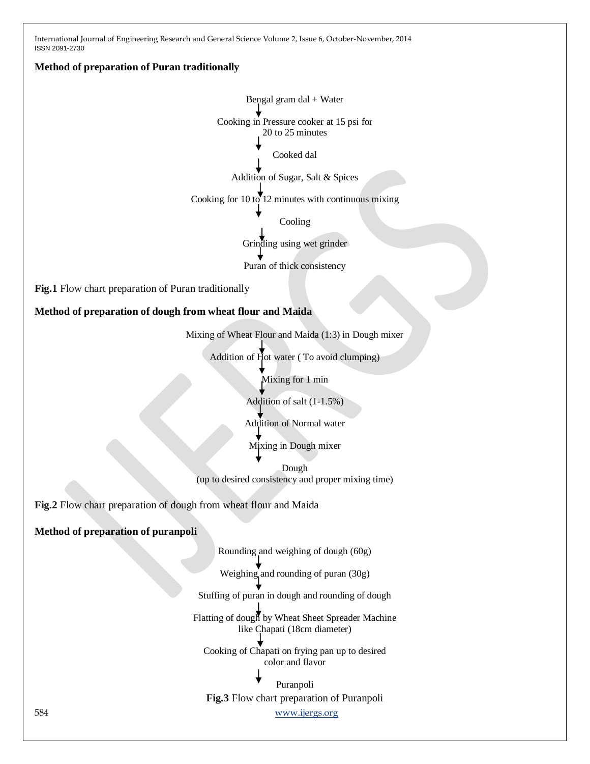**Method of preparation of Puran traditionally**

Bengal gram dal + Water

↓

Cooking in Pressure cooker at 15 psi for 20 to 25 minutes

↓

Cooked dal

↓

Addition of Sugar, Salt & Spices

↓

Cooking for 10 to 12 minutes with continuous mixing

↓

Cooling

↓

Grinding using wet grinder

↓

Puran of thick consistency

**Fig.1** Flow chart preparation of Puran traditionally

**Method of preparation of dough from wheat flour and Maida**

Mixing of Wheat Flour and Maida (1:3) in Dough mixer

↓

Addition of Hot water ( To avoid clumping)

↓

Mixing for 1 min

↓

Addition of salt (1-1.5%)

↓

Addition of Normal water

↓

Mixing in Dough mixer

↓

Dough
(up to desired consistency and proper mixing time)

**Fig.2** Flow chart preparation of dough from wheat flour and Maida

**Method of preparation of puranpoli**

Rounding and weighing of dough (60g)

↓

Weighing and rounding of puran (30g)

↓

Stuffing of puran in dough and rounding of dough

↓

Flatting of dough by Wheat Sheet Spreader Machine like Chapati (18cm diameter)

↓

Cooking of Chapati on frying pan up to desired color and flavor

↓

Puranpoli

**Fig.3** Flow chart preparation of Puranpoli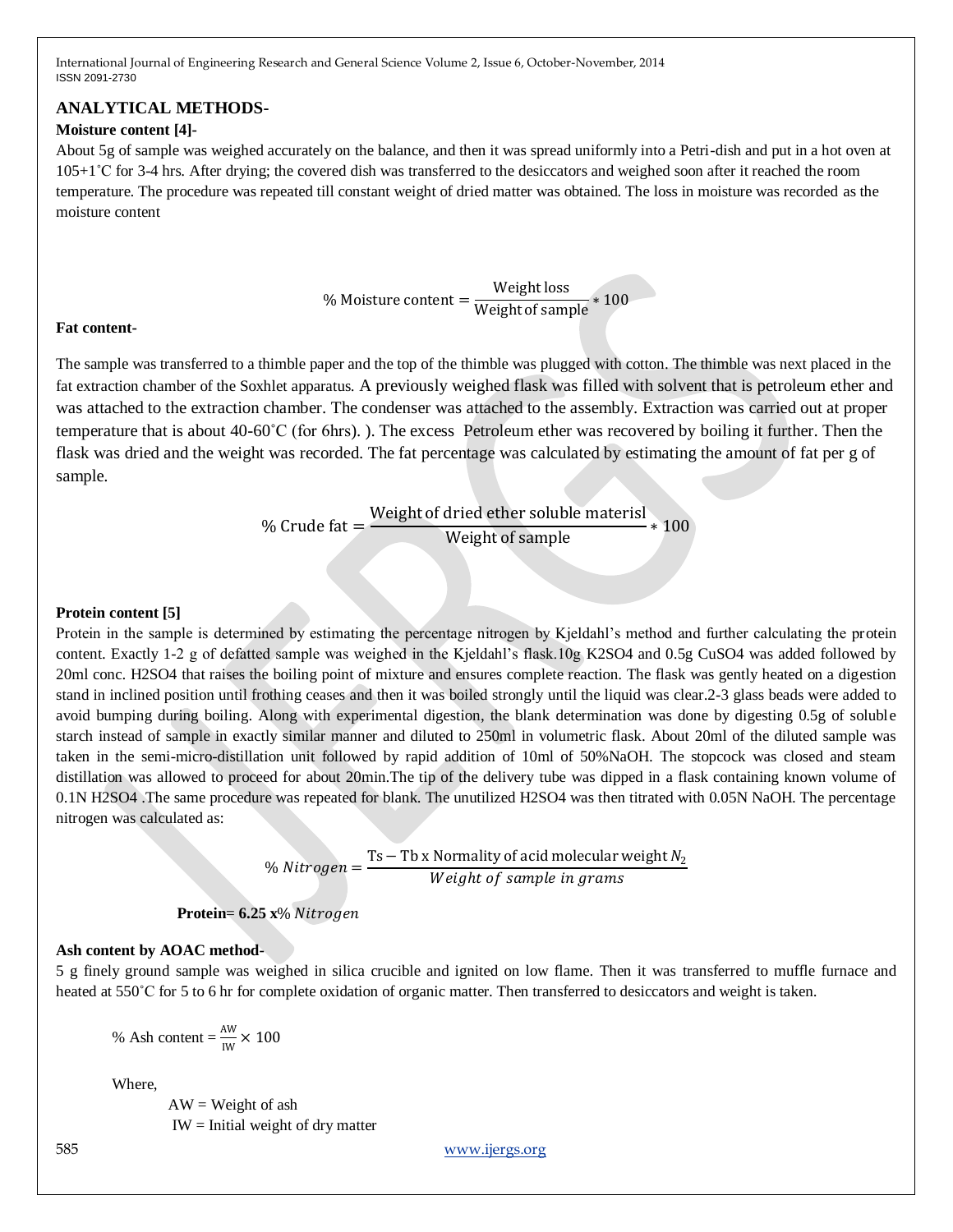## ANALYTICAL METHODS-

### Moisture content [4]-

About 5g of sample was weighed accurately on the balance, and then it was spread uniformly into a Petri-dish and put in a hot oven at 105+1˚C for 3-4 hrs. After drying; the covered dish was transferred to the desiccators and weighed soon after it reached the room temperature. The procedure was repeated till constant weight of dried matter was obtained. The loss in moisture was recorded as the moisture content

$$\% \text{ Moisture content} = \frac{\text{Weight loss}}{\text{Weight of sample}} * 100$$

### Fat content-

The sample was transferred to a thimble paper and the top of the thimble was plugged with cotton. The thimble was next placed in the fat extraction chamber of the Soxhlet apparatus. A previously weighed flask was filled with solvent that is petroleum ether and was attached to the extraction chamber. The condenser was attached to the assembly. Extraction was carried out at proper temperature that is about 40-60˚C (for 6hrs). ). The excess Petroleum ether was recovered by boiling it further. Then the flask was dried and the weight was recorded. The fat percentage was calculated by estimating the amount of fat per g of sample.

$$\% \text{ Crude fat} = \frac{\text{Weight of dried ether soluble materisl}}{\text{Weight of sample}} * 100$$

### Protein content [5]

Protein in the sample is determined by estimating the percentage nitrogen by Kjeldahl's method and further calculating the protein content. Exactly 1-2 g of defatted sample was weighed in the Kjeldahl's flask.10g $K_2SO_4$ and 0.5g $CuSO_4$ was added followed by 20ml conc. $H_2SO_4$ that raises the boiling point of mixture and ensures complete reaction. The flask was gently heated on a digestion stand in inclined position until frothing ceases and then it was boiled strongly until the liquid was clear.2-3 glass beads were added to avoid bumping during boiling. Along with experimental digestion, the blank determination was done by digesting 0.5g of soluble starch instead of sample in exactly similar manner and diluted to 250ml in volumetric flask. About 20ml of the diluted sample was taken in the semi-micro-distillation unit followed by rapid addition of 10ml of 50%NaOH. The stopcock was closed and steam distillation was allowed to proceed for about 20min.The tip of the delivery tube was dipped in a flask containing known volume of 0.1N $H_2SO_4$ .The same procedure was repeated for blank. The unutilized $H_2SO_4$ was then titrated with 0.05N NaOH. The percentage nitrogen was calculated as:

$$\% \, Nitrogen = \frac{\text{Ts} - \text{Tb x Normality of acid molecular weight } N_2}{Weight \; of \; sample \; in \; grams}$$

**Protein= 6.25 x**$\% \, Nitrogen$

### Ash content by AOAC method-

5 g finely ground sample was weighed in silica crucible and ignited on low flame. Then it was transferred to muffle furnace and heated at 550˚C for 5 to 6 hr for complete oxidation of organic matter. Then transferred to desiccators and weight is taken.

$$\% \text{ Ash content} = \frac{\text{AW}}{\text{IW}} \times 100$$

Where,

AW = Weight of ash

IW = Initial weight of dry matter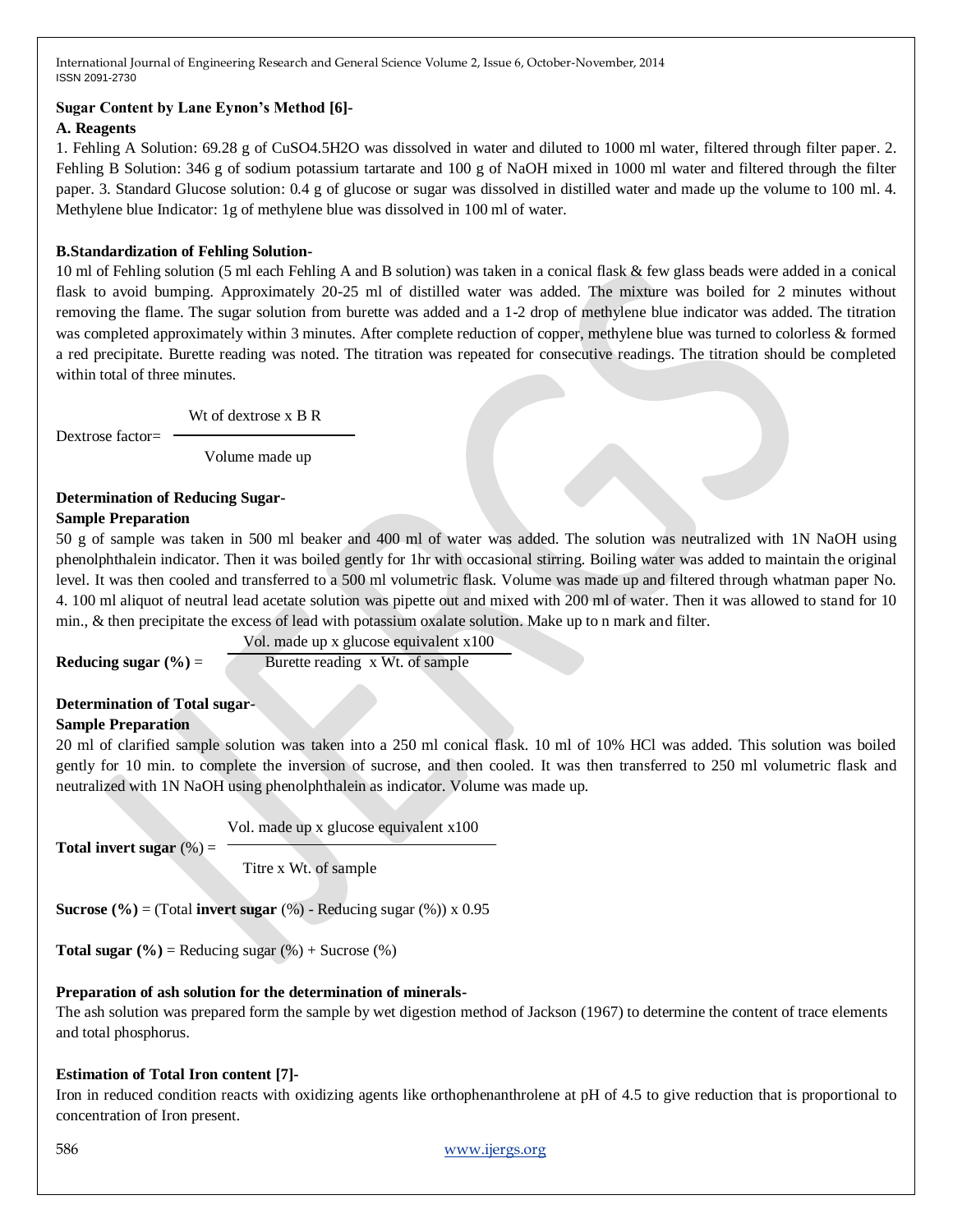**Sugar Content by Lane Eynon's Method [6]-**

**A. Reagents**

1. Fehling A Solution: 69.28 g of $CuSO_4.5H_2O$ was dissolved in water and diluted to 1000 ml water, filtered through filter paper. 2. Fehling B Solution: 346 g of sodium potassium tartarate and 100 g of NaOH mixed in 1000 ml water and filtered through the filter paper. 3. Standard Glucose solution: 0.4 g of glucose or sugar was dissolved in distilled water and made up the volume to 100 ml. 4. Methylene blue Indicator: 1g of methylene blue was dissolved in 100 ml of water.

**B.Standardization of Fehling Solution-**

10 ml of Fehling solution (5 ml each Fehling A and B solution) was taken in a conical flask & few glass beads were added in a conical flask to avoid bumping. Approximately 20-25 ml of distilled water was added. The mixture was boiled for 2 minutes without removing the flame. The sugar solution from burette was added and a 1-2 drop of methylene blue indicator was added. The titration was completed approximately within 3 minutes. After complete reduction of copper, methylene blue was turned to colorless & formed a red precipitate. Burette reading was noted. The titration was repeated for consecutive readings. The titration should be completed within total of three minutes.

$$\text{Dextrose factor} = \frac{\text{Wt of dextrose x B R}}{\text{Volume made up}}$$

**Determination of Reducing Sugar-**

**Sample Preparation**

50 g of sample was taken in 500 ml beaker and 400 ml of water was added. The solution was neutralized with 1N NaOH using phenolphthalein indicator. Then it was boiled gently for 1hr with occasional stirring. Boiling water was added to maintain the original level. It was then cooled and transferred to a 500 ml volumetric flask. Volume was made up and filtered through whatman paper No. 4. 100 ml aliquot of neutral lead acetate solution was pipette out and mixed with 200 ml of water. Then it was allowed to stand for 10 min., & then precipitate the excess of lead with potassium oxalate solution. Make up to n mark and filter.

$$\textbf{Reducing sugar (\%)} = \frac{\text{Vol. made up x glucose equivalent x100}}{\text{Burette reading x Wt. of sample}}$$

**Determination of Total sugar-**

**Sample Preparation**

20 ml of clarified sample solution was taken into a 250 ml conical flask. 10 ml of 10% HCl was added. This solution was boiled gently for 10 min. to complete the inversion of sucrose, and then cooled. It was then transferred to 250 ml volumetric flask and neutralized with 1N NaOH using phenolphthalein as indicator. Volume was made up.

$$\textbf{Total invert sugar } (\%) = \frac{\text{Vol. made up x glucose equivalent x100}}{\text{Titre x Wt. of sample}}$$

**Sucrose (%)** = (Total **invert sugar** (%) - Reducing sugar (%)) x 0.95

**Total sugar (%)** = Reducing sugar (%) + Sucrose (%)

**Preparation of ash solution for the determination of minerals-**

The ash solution was prepared form the sample by wet digestion method of Jackson (1967) to determine the content of trace elements and total phosphorus.

**Estimation of Total Iron content [7]-**

Iron in reduced condition reacts with oxidizing agents like orthophenanthrolene at pH of 4.5 to give reduction that is proportional to concentration of Iron present.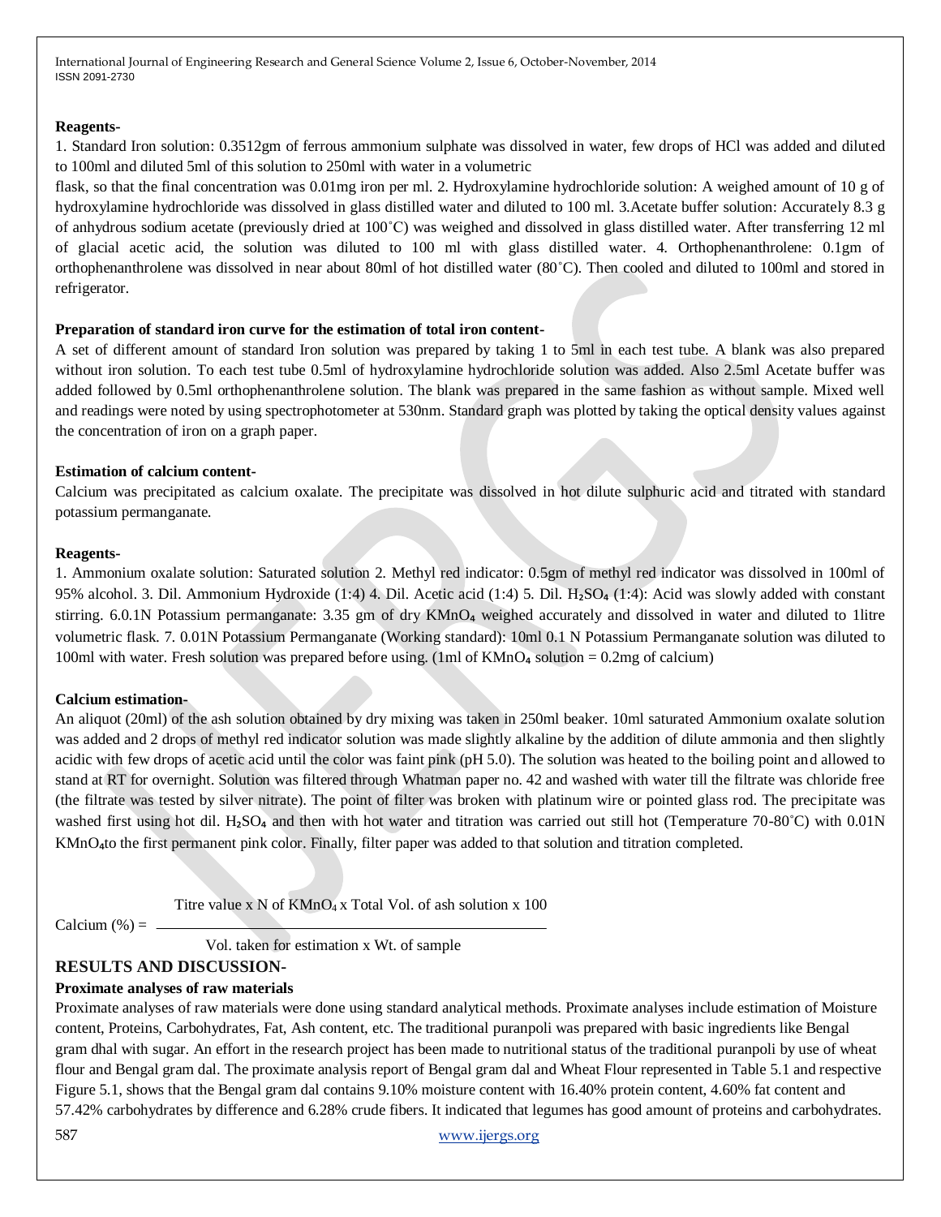**Reagents-**

1. Standard Iron solution: 0.3512gm of ferrous ammonium sulphate was dissolved in water, few drops of HCl was added and diluted to 100ml and diluted 5ml of this solution to 250ml with water in a volumetric flask, so that the final concentration was 0.01mg iron per ml. 2. Hydroxylamine hydrochloride solution: A weighed amount of 10 g of hydroxylamine hydrochloride was dissolved in glass distilled water and diluted to 100 ml. 3.Acetate buffer solution: Accurately 8.3 g of anhydrous sodium acetate (previously dried at 100˚C) was weighed and dissolved in glass distilled water. After transferring 12 ml of glacial acetic acid, the solution was diluted to 100 ml with glass distilled water. 4. Orthophenanthrolene: 0.1gm of orthophenanthrolene was dissolved in near about 80ml of hot distilled water (80˚C). Then cooled and diluted to 100ml and stored in refrigerator.

**Preparation of standard iron curve for the estimation of total iron content-**

A set of different amount of standard Iron solution was prepared by taking 1 to 5ml in each test tube. A blank was also prepared without iron solution. To each test tube 0.5ml of hydroxylamine hydrochloride solution was added. Also 2.5ml Acetate buffer was added followed by 0.5ml orthophenanthrolene solution. The blank was prepared in the same fashion as without sample. Mixed well and readings were noted by using spectrophotometer at 530nm. Standard graph was plotted by taking the optical density values against the concentration of iron on a graph paper.

**Estimation of calcium content-**

Calcium was precipitated as calcium oxalate. The precipitate was dissolved in hot dilute sulphuric acid and titrated with standard potassium permanganate.

**Reagents-**

1. Ammonium oxalate solution: Saturated solution 2. Methyl red indicator: 0.5gm of methyl red indicator was dissolved in 100ml of 95% alcohol. 3. Dil. Ammonium Hydroxide (1:4) 4. Dil. Acetic acid (1:4) 5. Dil. $H_2SO_4$ (1:4): Acid was slowly added with constant stirring. 6.0.1N Potassium permanganate: 3.35 gm of dry $KMnO_4$ weighed accurately and dissolved in water and diluted to 1litre volumetric flask. 7. 0.01N Potassium Permanganate (Working standard): 10ml 0.1 N Potassium Permanganate solution was diluted to 100ml with water. Fresh solution was prepared before using. (1ml of $KMnO_4$ solution = 0.2mg of calcium)

**Calcium estimation-**

An aliquot (20ml) of the ash solution obtained by dry mixing was taken in 250ml beaker. 10ml saturated Ammonium oxalate solution was added and 2 drops of methyl red indicator solution was made slightly alkaline by the addition of dilute ammonia and then slightly acidic with few drops of acetic acid until the color was faint pink (pH 5.0). The solution was heated to the boiling point and allowed to stand at RT for overnight. Solution was filtered through Whatman paper no. 42 and washed with water till the filtrate was chloride free (the filtrate was tested by silver nitrate). The point of filter was broken with platinum wire or pointed glass rod. The precipitate was washed first using hot dil. $H_2SO_4$ and then with hot water and titration was carried out still hot (Temperature 70-80˚C) with 0.01N $KMnO_4$to the first permanent pink color. Finally, filter paper was added to that solution and titration completed.

$$\text{Calcium (\%)} = \frac{\text{Titre value} \times \text{N of } KMnO_4 \times \text{Total Vol. of ash solution} \times 100}{\text{Vol. taken for estimation} \times \text{Wt. of sample}}$$

## RESULTS AND DISCUSSION-

**Proximate analyses of raw materials**

Proximate analyses of raw materials were done using standard analytical methods. Proximate analyses include estimation of Moisture content, Proteins, Carbohydrates, Fat, Ash content, etc. The traditional puranpoli was prepared with basic ingredients like Bengal gram dhal with sugar. An effort in the research project has been made to nutritional status of the traditional puranpoli by use of wheat flour and Bengal gram dal. The proximate analysis report of Bengal gram dal and Wheat Flour represented in Table 5.1 and respective Figure 5.1, shows that the Bengal gram dal contains 9.10% moisture content with 16.40% protein content, 4.60% fat content and 57.42% carbohydrates by difference and 6.28% crude fibers. It indicated that legumes has good amount of proteins and carbohydrates.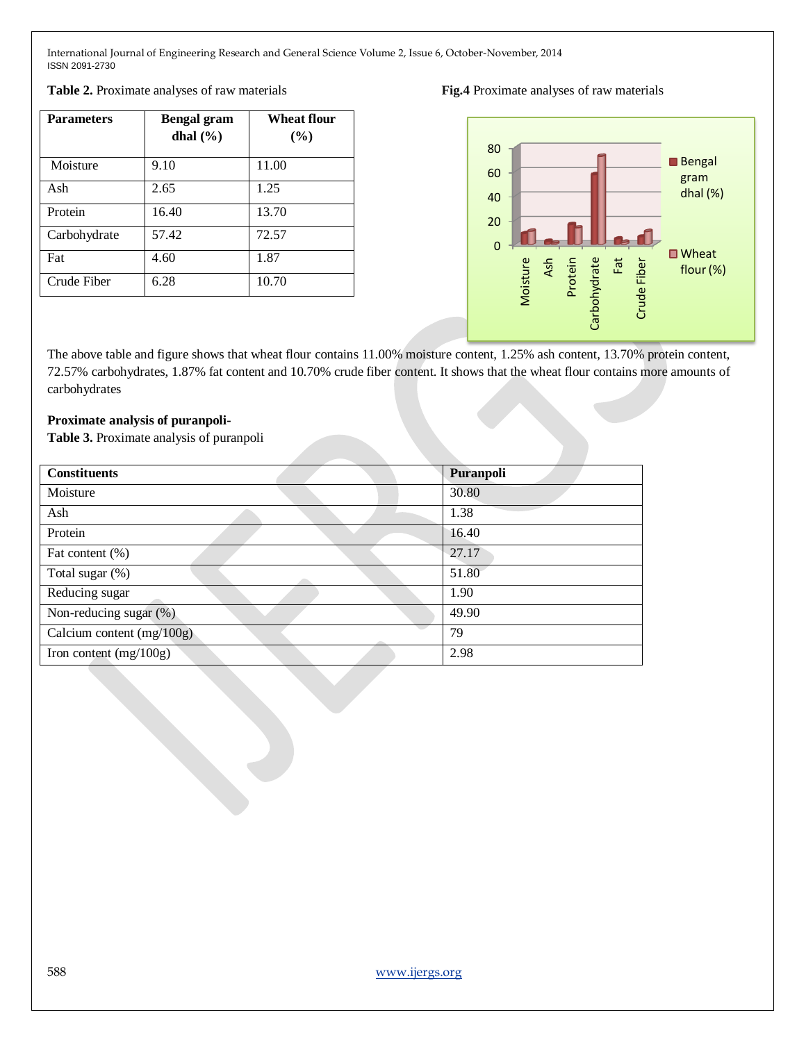**Table 2.** Proximate analyses of raw materials

| Parameters | Bengal gram dhal (%) | Wheat flour (%) |
|---|---|---|
| Moisture | 9.10 | 11.00 |
| Ash | 2.65 | 1.25 |
| Protein | 16.40 | 13.70 |
| Carbohydrate | 57.42 | 72.57 |
| Fat | 4.60 | 1.87 |
| Crude Fiber | 6.28 | 10.70 |

**Fig.4** Proximate analyses of raw materials

The above table and figure shows that wheat flour contains 11.00% moisture content, 1.25% ash content, 13.70% protein content, 72.57% carbohydrates, 1.87% fat content and 10.70% crude fiber content. It shows that the wheat flour contains more amounts of carbohydrates

**Proximate analysis of puranpoli-**

**Table 3.** Proximate analysis of puranpoli

| Constituents | Puranpoli |
|---|---|
| Moisture | 30.80 |
| Ash | 1.38 |
| Protein | 16.40 |
| Fat content (%) | 27.17 |
| Total sugar (%) | 51.80 |
| Reducing sugar | 1.90 |
| Non-reducing sugar (%) | 49.90 |
| Calcium content (mg/100g) | 79 |
| Iron content (mg/100g) | 2.98 |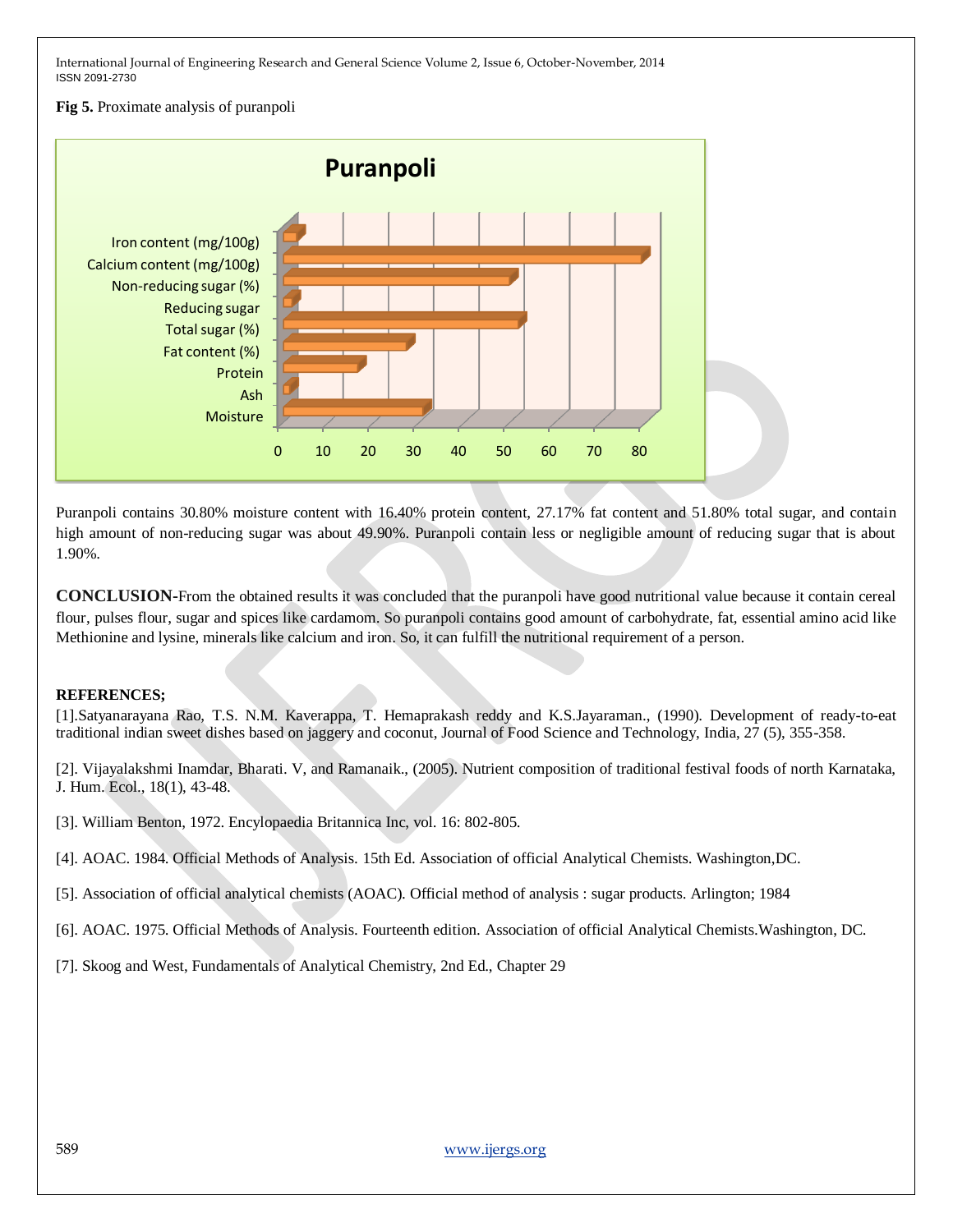**Fig 5.** Proximate analysis of puranpoli

Puranpoli

Iron content (mg/100g)
Calcium content (mg/100g)
Non-reducing sugar (%)
Reducing sugar
Total sugar (%)
Fat content (%)
Protein
Ash
Moisture

0 10 20 30 40 50 60 70 80

Puranpoli contains 30.80% moisture content with 16.40% protein content, 27.17% fat content and 51.80% total sugar, and contain high amount of non-reducing sugar was about 49.90%. Puranpoli contain less or negligible amount of reducing sugar that is about 1.90%.

**CONCLUSION**-From the obtained results it was concluded that the puranpoli have good nutritional value because it contain cereal flour, pulses flour, sugar and spices like cardamom. So puranpoli contains good amount of carbohydrate, fat, essential amino acid like Methionine and lysine, minerals like calcium and iron. So, it can fulfill the nutritional requirement of a person.

**REFERENCES;**

[1].Satyanarayana Rao, T.S. N.M. Kaverappa, T. Hemaprakash reddy and K.S.Jayaraman., (1990). Development of ready-to-eat traditional indian sweet dishes based on jaggery and coconut, Journal of Food Science and Technology, India, 27 (5), 355-358.

[2]. Vijayalakshmi Inamdar, Bharati. V, and Ramanaik., (2005). Nutrient composition of traditional festival foods of north Karnataka, J. Hum. Ecol., 18(1), 43-48.

[3]. William Benton, 1972. Encylopaedia Britannica Inc, vol. 16: 802-805.

[4]. AOAC. 1984. Official Methods of Analysis. 15th Ed. Association of official Analytical Chemists. Washington,DC.

[5]. Association of official analytical chemists (AOAC). Official method of analysis : sugar products. Arlington; 1984

[6]. AOAC. 1975. Official Methods of Analysis. Fourteenth edition. Association of official Analytical Chemists.Washington, DC.

[7]. Skoog and West, Fundamentals of Analytical Chemistry, 2nd Ed., Chapter 29